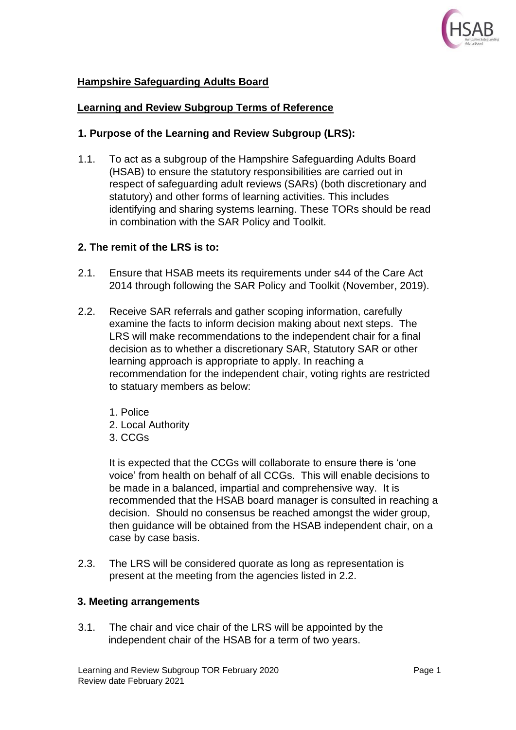**Hampshire Safeguarding Adults Board**

**Learning and Review Subgroup Terms of Reference**

## 1. Purpose of the Learning and Review Subgroup (LRS):

1.1. To act as a subgroup of the Hampshire Safeguarding Adults Board (HSAB) to ensure the statutory responsibilities are carried out in respect of safeguarding adult reviews (SARs) (both discretionary and statutory) and other forms of learning activities. This includes identifying and sharing systems learning. These TORs should be read in combination with the SAR Policy and Toolkit.

## 2. The remit of the LRS is to:

2.1. Ensure that HSAB meets its requirements under s44 of the Care Act 2014 through following the SAR Policy and Toolkit (November, 2019).

2.2. Receive SAR referrals and gather scoping information, carefully examine the facts to inform decision making about next steps. The LRS will make recommendations to the independent chair for a final decision as to whether a discretionary SAR, Statutory SAR or other learning approach is appropriate to apply. In reaching a recommendation for the independent chair, voting rights are restricted to statuary members as below:

1. Police
2. Local Authority
3. CCGs

It is expected that the CCGs will collaborate to ensure there is 'one voice' from health on behalf of all CCGs. This will enable decisions to be made in a balanced, impartial and comprehensive way. It is recommended that the HSAB board manager is consulted in reaching a decision. Should no consensus be reached amongst the wider group, then guidance will be obtained from the HSAB independent chair, on a case by case basis.

2.3. The LRS will be considered quorate as long as representation is present at the meeting from the agencies listed in 2.2.

## 3. Meeting arrangements

3.1. The chair and vice chair of the LRS will be appointed by the independent chair of the HSAB for a term of two years.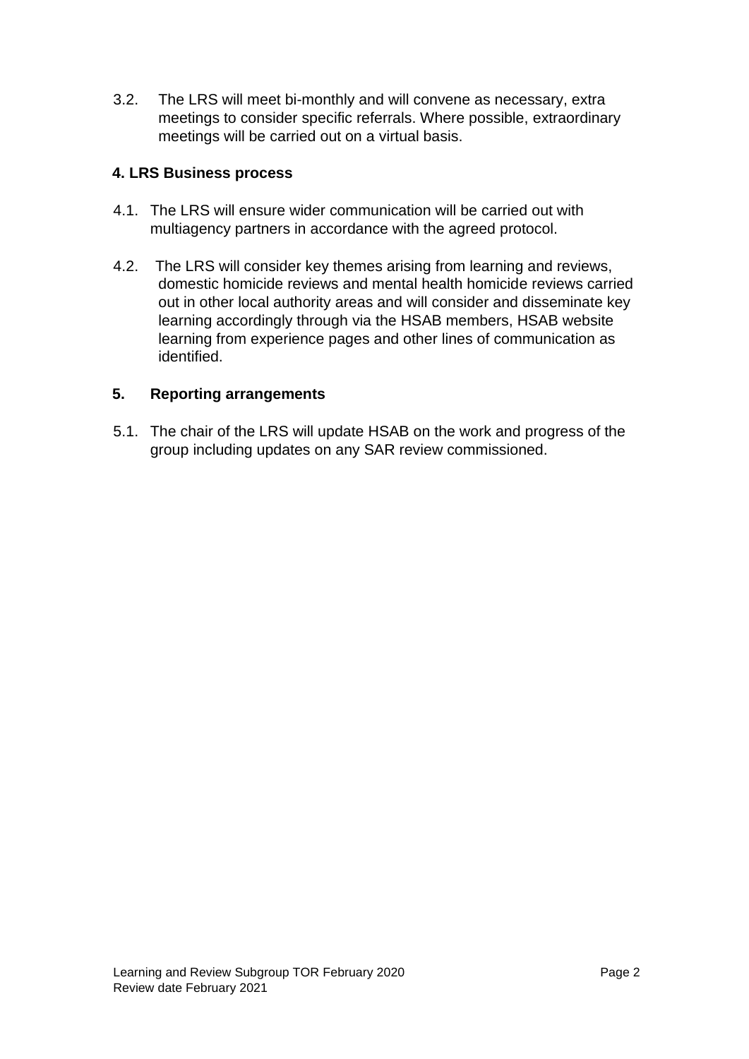3.2. The LRS will meet bi-monthly and will convene as necessary, extra meetings to consider specific referrals. Where possible, extraordinary meetings will be carried out on a virtual basis.

## 4. LRS Business process

4.1. The LRS will ensure wider communication will be carried out with multiagency partners in accordance with the agreed protocol.

4.2. The LRS will consider key themes arising from learning and reviews, domestic homicide reviews and mental health homicide reviews carried out in other local authority areas and will consider and disseminate key learning accordingly through via the HSAB members, HSAB website learning from experience pages and other lines of communication as identified.

## 5. Reporting arrangements

5.1. The chair of the LRS will update HSAB on the work and progress of the group including updates on any SAR review commissioned.